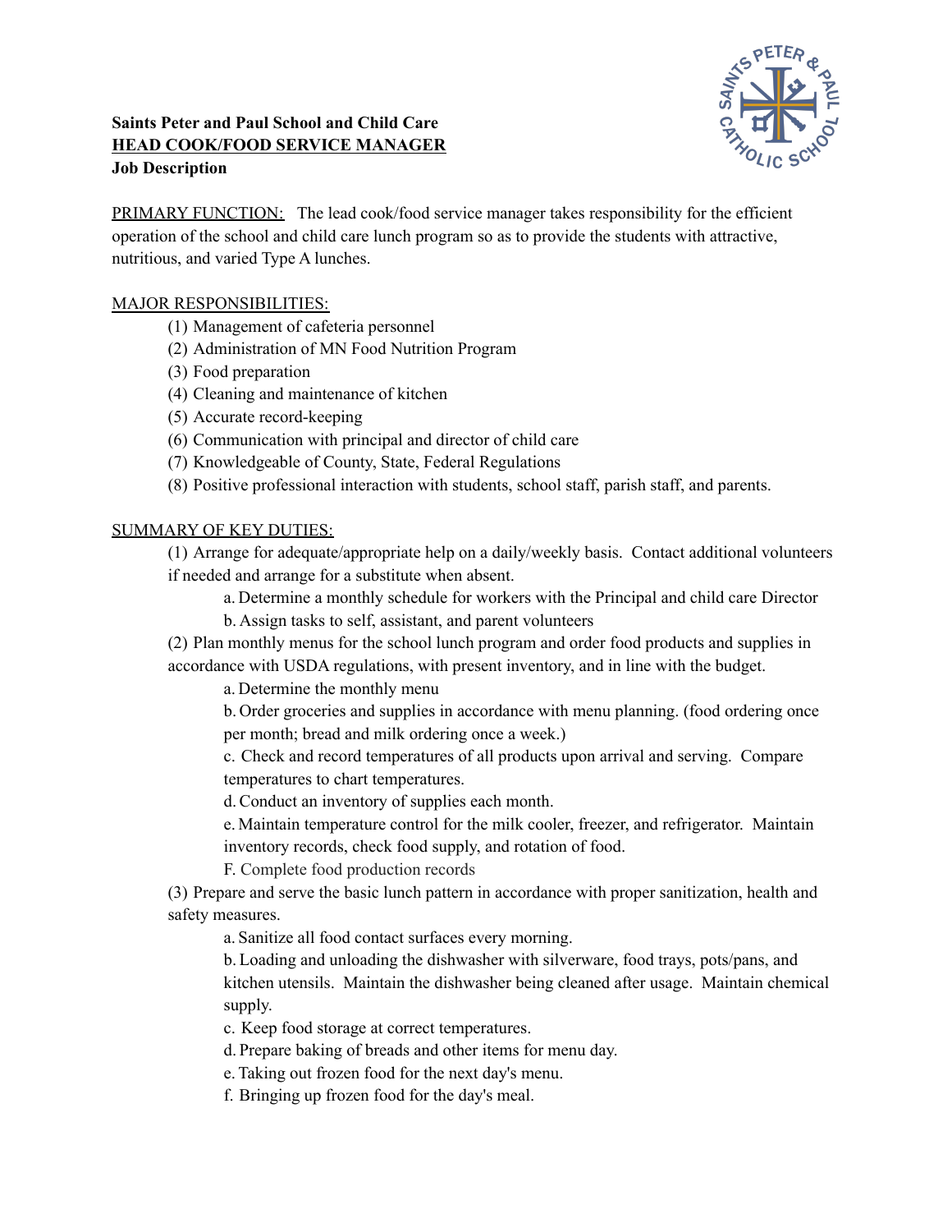**Saints Peter and Paul School and Child Care**
**HEAD COOK/FOOD SERVICE MANAGER**
**Job Description**

PRIMARY FUNCTION: The lead cook/food service manager takes responsibility for the efficient operation of the school and child care lunch program so as to provide the students with attractive, nutritious, and varied Type A lunches.

MAJOR RESPONSIBILITIES:

(1) Management of cafeteria personnel
(2) Administration of MN Food Nutrition Program
(3) Food preparation
(4) Cleaning and maintenance of kitchen
(5) Accurate record-keeping
(6) Communication with principal and director of child care
(7) Knowledgeable of County, State, Federal Regulations
(8) Positive professional interaction with students, school staff, parish staff, and parents.

SUMMARY OF KEY DUTIES:

(1) Arrange for adequate/appropriate help on a daily/weekly basis. Contact additional volunteers if needed and arrange for a substitute when absent.

- a. Determine a monthly schedule for workers with the Principal and child care Director
- b. Assign tasks to self, assistant, and parent volunteers

(2) Plan monthly menus for the school lunch program and order food products and supplies in accordance with USDA regulations, with present inventory, and in line with the budget.

- a. Determine the monthly menu
- b. Order groceries and supplies in accordance with menu planning. (food ordering once per month; bread and milk ordering once a week.)
- c. Check and record temperatures of all products upon arrival and serving. Compare temperatures to chart temperatures.
- d. Conduct an inventory of supplies each month.
- e. Maintain temperature control for the milk cooler, freezer, and refrigerator. Maintain inventory records, check food supply, and rotation of food.
- F. Complete food production records

(3) Prepare and serve the basic lunch pattern in accordance with proper sanitization, health and safety measures.

- a. Sanitize all food contact surfaces every morning.
- b. Loading and unloading the dishwasher with silverware, food trays, pots/pans, and kitchen utensils. Maintain the dishwasher being cleaned after usage. Maintain chemical supply.
- c. Keep food storage at correct temperatures.
- d. Prepare baking of breads and other items for menu day.
- e. Taking out frozen food for the next day's menu.
- f. Bringing up frozen food for the day's meal.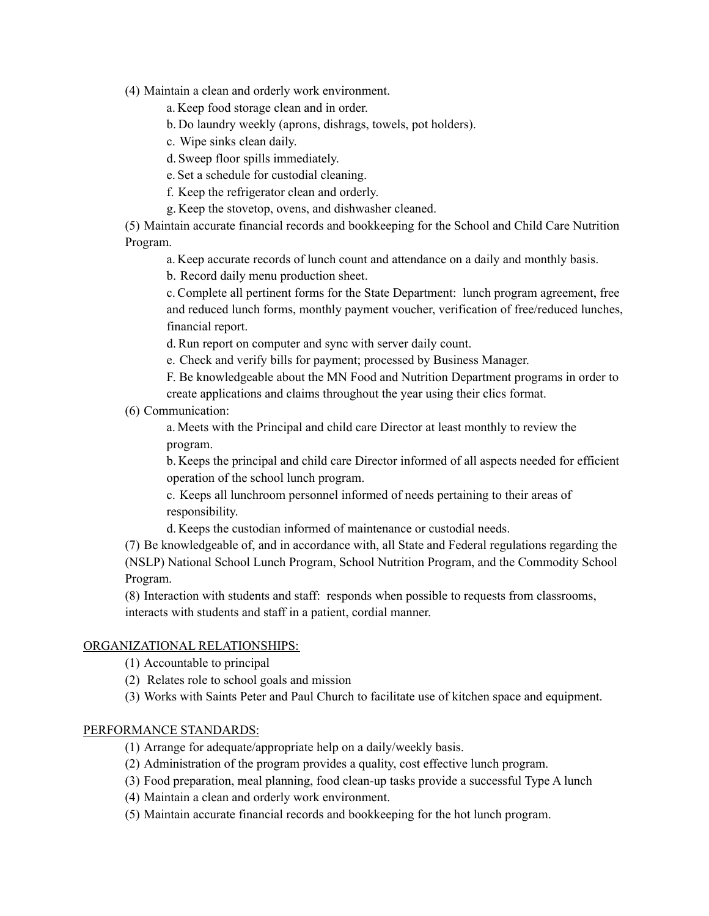(4) Maintain a clean and orderly work environment.

- a. Keep food storage clean and in order.
- b. Do laundry weekly (aprons, dishrags, towels, pot holders).
- c. Wipe sinks clean daily.
- d. Sweep floor spills immediately.
- e. Set a schedule for custodial cleaning.
- f. Keep the refrigerator clean and orderly.
- g. Keep the stovetop, ovens, and dishwasher cleaned.

(5) Maintain accurate financial records and bookkeeping for the School and Child Care Nutrition Program.

- a. Keep accurate records of lunch count and attendance on a daily and monthly basis.
- b. Record daily menu production sheet.
- c. Complete all pertinent forms for the State Department: lunch program agreement, free and reduced lunch forms, monthly payment voucher, verification of free/reduced lunches, financial report.
- d. Run report on computer and sync with server daily count.
- e. Check and verify bills for payment; processed by Business Manager.
- F. Be knowledgeable about the MN Food and Nutrition Department programs in order to create applications and claims throughout the year using their clics format.

(6) Communication:

- a. Meets with the Principal and child care Director at least monthly to review the program.
- b. Keeps the principal and child care Director informed of all aspects needed for efficient operation of the school lunch program.
- c. Keeps all lunchroom personnel informed of needs pertaining to their areas of responsibility.
- d. Keeps the custodian informed of maintenance or custodial needs.

(7) Be knowledgeable of, and in accordance with, all State and Federal regulations regarding the (NSLP) National School Lunch Program, School Nutrition Program, and the Commodity School Program.

(8) Interaction with students and staff: responds when possible to requests from classrooms, interacts with students and staff in a patient, cordial manner.

<u>ORGANIZATIONAL RELATIONSHIPS:</u>

(1) Accountable to principal
(2) Relates role to school goals and mission
(3) Works with Saints Peter and Paul Church to facilitate use of kitchen space and equipment.

<u>PERFORMANCE STANDARDS:</u>

(1) Arrange for adequate/appropriate help on a daily/weekly basis.
(2) Administration of the program provides a quality, cost effective lunch program.
(3) Food preparation, meal planning, food clean-up tasks provide a successful Type A lunch
(4) Maintain a clean and orderly work environment.
(5) Maintain accurate financial records and bookkeeping for the hot lunch program.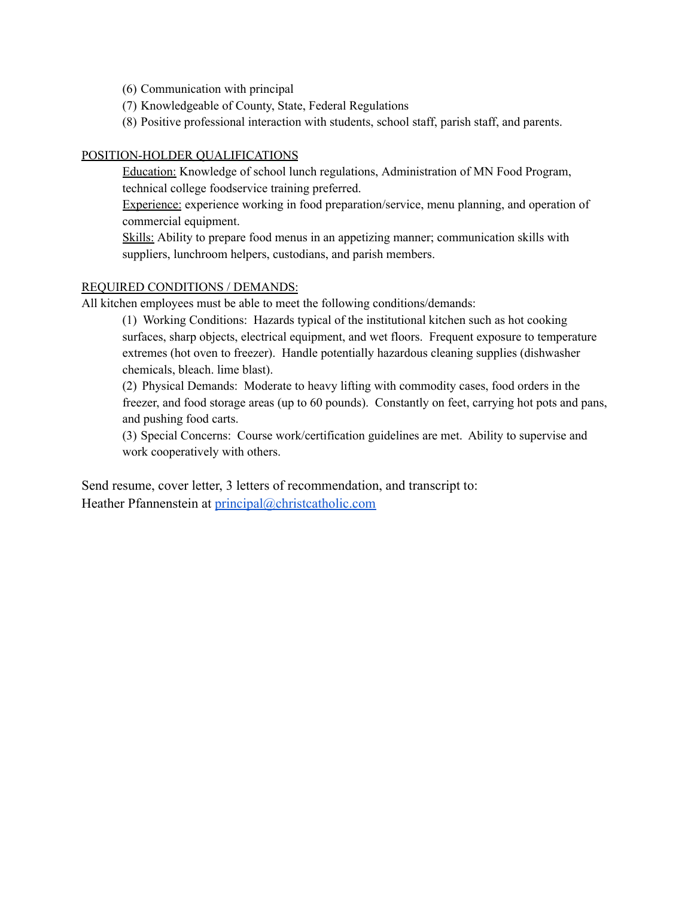(6) Communication with principal
(7) Knowledgeable of County, State, Federal Regulations
(8) Positive professional interaction with students, school staff, parish staff, and parents.

POSITION-HOLDER QUALIFICATIONS

Education: Knowledge of school lunch regulations, Administration of MN Food Program, technical college foodservice training preferred.

Experience: experience working in food preparation/service, menu planning, and operation of commercial equipment.

Skills: Ability to prepare food menus in an appetizing manner; communication skills with suppliers, lunchroom helpers, custodians, and parish members.

REQUIRED CONDITIONS / DEMANDS:

All kitchen employees must be able to meet the following conditions/demands:

(1) Working Conditions: Hazards typical of the institutional kitchen such as hot cooking surfaces, sharp objects, electrical equipment, and wet floors. Frequent exposure to temperature extremes (hot oven to freezer). Handle potentially hazardous cleaning supplies (dishwasher chemicals, bleach. lime blast).

(2) Physical Demands: Moderate to heavy lifting with commodity cases, food orders in the freezer, and food storage areas (up to 60 pounds). Constantly on feet, carrying hot pots and pans, and pushing food carts.

(3) Special Concerns: Course work/certification guidelines are met. Ability to supervise and work cooperatively with others.

Send resume, cover letter, 3 letters of recommendation, and transcript to:
Heather Pfannenstein at [principal@christcatholic.com](mailto:principal@christcatholic.com)